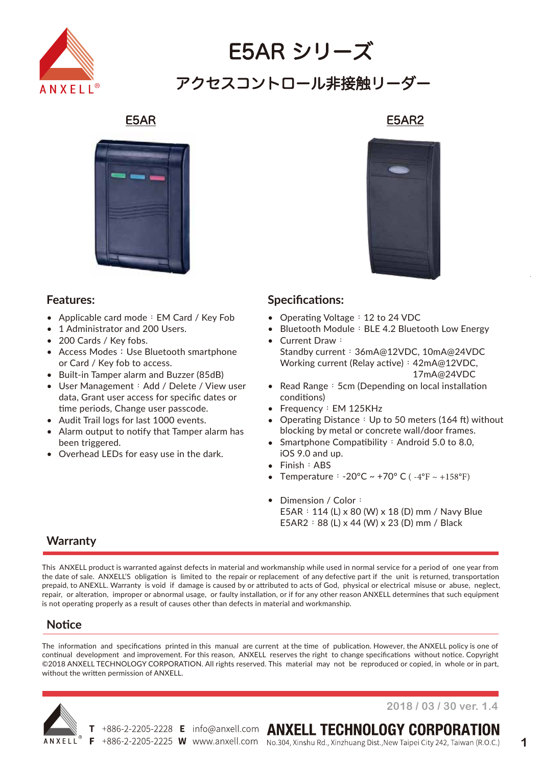# E5AR シリーズ

## アクセスコントロール非接触リーダー

E5AR

E5AR2

## Features:

- Applicable card mode：EM Card / Key Fob
- 1 Administrator and 200 Users.
- 200 Cards / Key fobs.
- Access Modes：Use Bluetooth smartphone or Card / Key fob to access.
- Built-in Tamper alarm and Buzzer (85dB)
- User Management：Add / Delete / View user data, Grant user access for specific dates or time periods, Change user passcode.
- Audit Trail logs for last 1000 events.
- Alarm output to notify that Tamper alarm has been triggered.
- Overhead LEDs for easy use in the dark.

## Specifications:

- Operating Voltage：12 to 24 VDC
- Bluetooth Module：BLE 4.2 Bluetooth Low Energy
- Current Draw：
  Standby current：36mA@12VDC, 10mA@24VDC
  Working current (Relay active)：42mA@12VDC, 17mA@24VDC
- Read Range：5cm (Depending on local installation conditions)
- Frequency：EM 125KHz
- Operating Distance：Up to 50 meters (164 ft) without blocking by metal or concrete wall/door frames.
- Smartphone Compatibility：Android 5.0 to 8.0, iOS 9.0 and up.
- Finish：ABS
- Temperature：-20°C ~ +70° C ( -4°F ~ +158°F)
- Dimension / Color：
  E5AR：114 (L) x 80 (W) x 18 (D) mm / Navy Blue
  E5AR2：88 (L) x 44 (W) x 23 (D) mm / Black

## Warranty

This ANXELL product is warranted against defects in material and workmanship while used in normal service for a period of one year from the date of sale. ANXELL'S obligation is limited to the repair or replacement of any defective part if the unit is returned, transportation prepaid, to ANEXLL. Warranty is void if damage is caused by or attributed to acts of God, physical or electrical misuse or abuse, neglect, repair, or alteration, improper or abnormal usage, or faulty installation, or if for any other reason ANXELL determines that such equipment is not operating properly as a result of causes other than defects in material and workmanship.

## Notice

The information and specifications printed in this manual are current at the time of publication. However, the ANXELL policy is one of continual development and improvement. For this reason, ANXELL reserves the right to change specifications without notice. Copyright ©2018 ANXELL TECHNOLOGY CORPORATION. All rights reserved. This material may not be reproduced or copied, in whole or in part, without the written permission of ANXELL.

2018 / 03 / 30 ver. 1.4

T +886-2-2205-2228 E info@anxell.com
F +886-2-2205-2225 W www.anxell.com

**ANXELL TECHNOLOGY CORPORATION**
No.304, Xinshu Rd., Xinzhuang Dist.,New Taipei City 242, Taiwan (R.O.C.)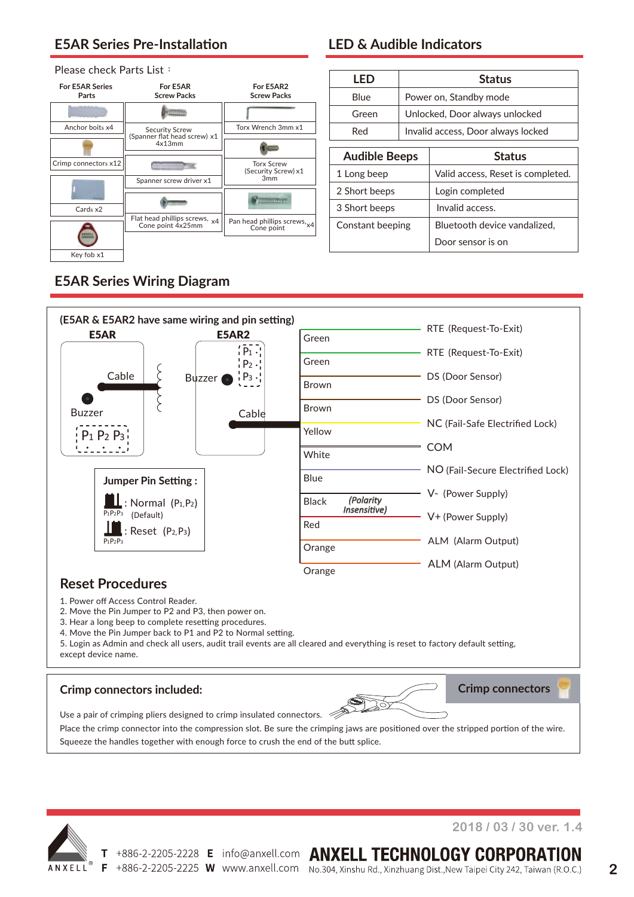## E5AR Series Pre-Installation

Please check Parts List：

| For E5AR Series Parts | For E5AR Screw Packs | For E5AR2 Screw Packs |
|---|---|---|
| Anchor bolts x4 | Security Screw (Spanner flat head screw) x1 4x13mm | Torx Wrench 3mm x1 |
| Crimp connectors x12 | Spanner screw driver x1 | Torx Screw (Security Screw) x1 3mm |
| Cards x2 | Flat head phillips screws, Cone point 4x25mm x4 | Pan head phillips screws, Cone point x4 |
| Key fob x1 | | |

## LED & Audible Indicators

| LED | Status |
|---|---|
| Blue | Power on, Standby mode |
| Green | Unlocked, Door always unlocked |
| Red | Invalid access, Door always locked |

| Audible Beeps | Status |
|---|---|
| 1 Long beep | Valid access, Reset is completed. |
| 2 Short beeps | Login completed |
| 3 Short beeps | Invalid access. |
| Constant beeping | Bluetooth device vandalized, Door sensor is on |

## E5AR Series Wiring Diagram

(E5AR & E5AR2 have same wiring and pin setting)

E5AR: Cable, Buzzer, P1 P2 P3

E5AR2: P1, P2, P3, Buzzer, Cable

| Wire | Connection |
|---|---|
| Green | RTE (Request-To-Exit) |
| Green | RTE (Request-To-Exit) |
| Brown | DS (Door Sensor) |
| Brown | DS (Door Sensor) |
| Yellow | NC (Fail-Safe Electrified Lock) |
| White | COM |
| Blue | NO (Fail-Secure Electrified Lock) |
| Black *(Polarity Insensitive)* | V- (Power Supply) |
| Red | V+ (Power Supply) |
| Orange | ALM (Alarm Output) |
| Orange | ALM (Alarm Output) |

**Jumper Pin Setting :**

- P1P2P3 : Normal (P1,P2) (Default)
- P1P2P3 : Reset (P2,P3)

### Reset Procedures

1. Power off Access Control Reader.
2. Move the Pin Jumper to P2 and P3, then power on.
3. Hear a long beep to complete resetting procedures.
4. Move the Pin Jumper back to P1 and P2 to Normal setting.
5. Login as Admin and check all users, audit trail events are all cleared and everything is reset to factory default setting, except device name.

### Crimp connectors included:

**Crimp connectors**

Use a pair of crimping pliers designed to crimp insulated connectors.

Place the crimp connector into the compression slot. Be sure the crimping jaws are positioned over the stripped portion of the wire.

Squeeze the handles together with enough force to crush the end of the butt splice.

2018 / 03 / 30 ver. 1.4

ANXELL

T +886-2-2205-2228 E info@anxell.com
F +886-2-2205-2225 W www.anxell.com

**ANXELL TECHNOLOGY CORPORATION**

No.304, Xinshu Rd., Xinzhuang Dist.,New Taipei City 242, Taiwan (R.O.C.)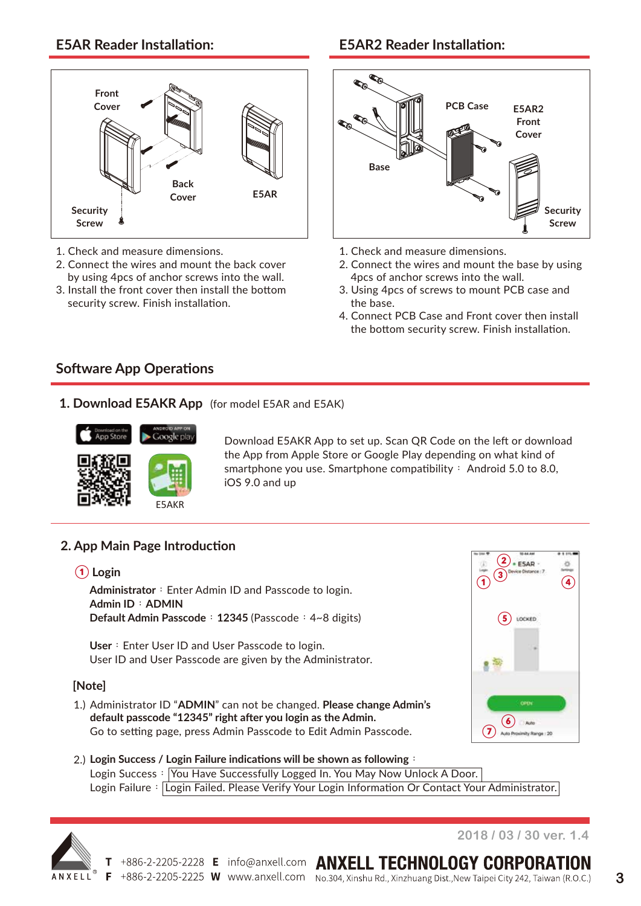## E5AR Reader Installation:

1. Check and measure dimensions.
2. Connect the wires and mount the back cover by using 4pcs of anchor screws into the wall.
3. Install the front cover then install the bottom security screw. Finish installation.

## E5AR2 Reader Installation:

1. Check and measure dimensions.
2. Connect the wires and mount the base by using 4pcs of anchor screws into the wall.
3. Using 4pcs of screws to mount PCB case and the base.
4. Connect PCB Case and Front cover then install the bottom security screw. Finish installation.

## Software App Operations

### 1. Download E5AKR App (for model E5AR and E5AK)

E5AKR

Download E5AKR App to set up. Scan QR Code on the left or download the App from Apple Store or Google Play depending on what kind of smartphone you use. Smartphone compatibility： Android 5.0 to 8.0, iOS 9.0 and up

### 2. App Main Page Introduction

#### ① Login

**Administrator**：Enter Admin ID and Passcode to login.
**Admin ID**：**ADMIN**
**Default Admin Passcode**：**12345** (Passcode：4~8 digits)

**User**：Enter User ID and User Passcode to login.
User ID and User Passcode are given by the Administrator.

**[Note]**

1.) Administrator ID "**ADMIN**" can not be changed. **Please change Admin's default passcode "12345" right after you login as the Admin.**
Go to setting page, press Admin Passcode to Edit Admin Passcode.

2.) **Login Success / Login Failure indications will be shown as following**：
Login Success：You Have Successfully Logged In. You May Now Unlock A Door.
Login Failure：Login Failed. Please Verify Your Login Information Or Contact Your Administrator.

2018 / 03 / 30 ver. 1.4

ANXELL TECHNOLOGY CORPORATION
T +886-2-2205-2228 E info@anxell.com
F +886-2-2205-2225 W www.anxell.com
No.304, Xinshu Rd., Xinzhuang Dist.,New Taipei City 242, Taiwan (R.O.C.)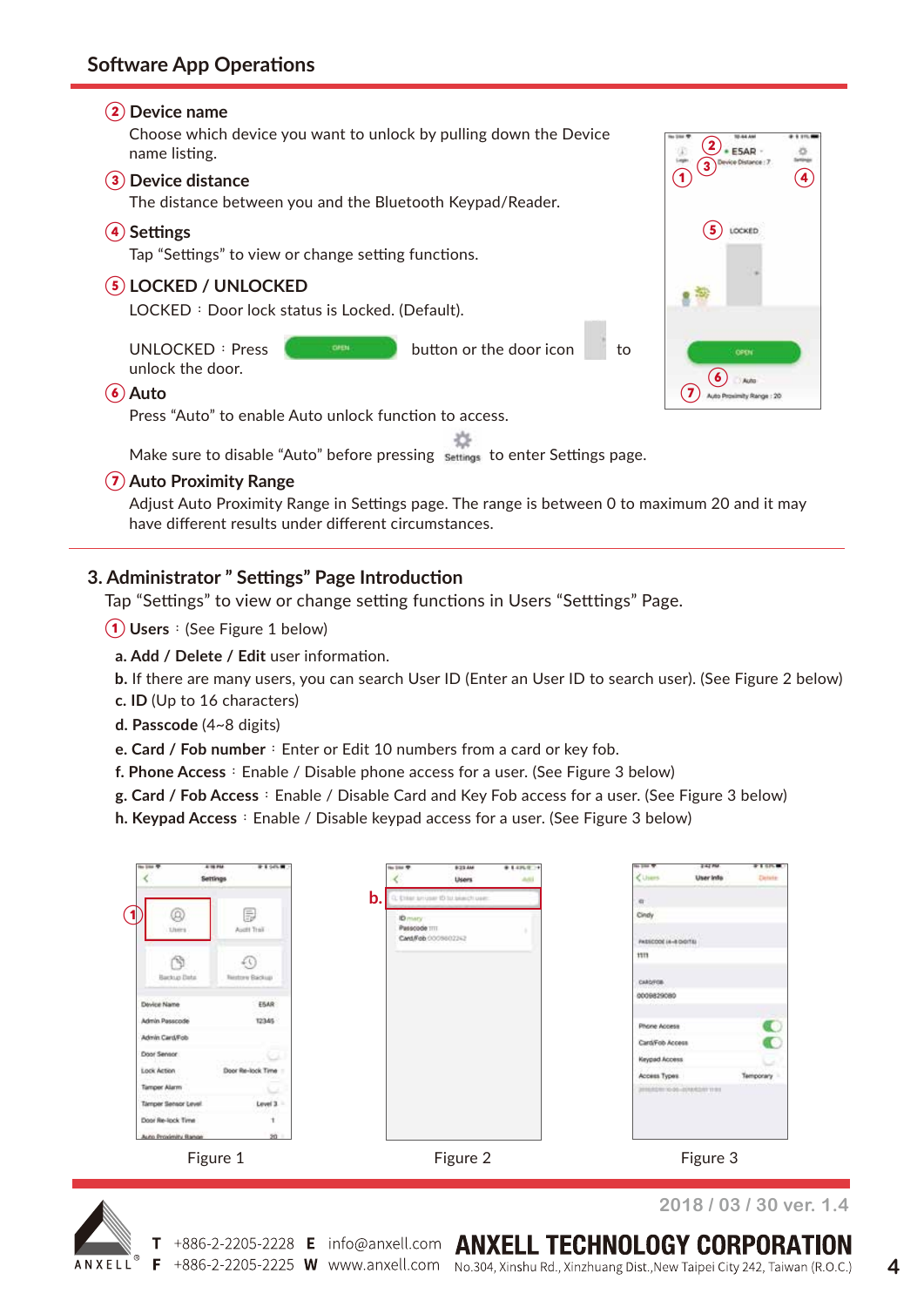## Software App Operations

② **Device name**
Choose which device you want to unlock by pulling down the Device name listing.

③ **Device distance**
The distance between you and the Bluetooth Keypad/Reader.

④ **Settings**
Tap "Settings" to view or change setting functions.

⑤ **LOCKED / UNLOCKED**
LOCKED：Door lock status is Locked. (Default).

UNLOCKED：Press OPEN button or the door icon to unlock the door.

⑥ **Auto**
Press "Auto" to enable Auto unlock function to access.

Make sure to disable "Auto" before pressing Settings to enter Settings page.

⑦ **Auto Proximity Range**
Adjust Auto Proximity Range in Settings page. The range is between 0 to maximum 20 and it may have different results under different circumstances.

---

## 3. Administrator " Settings" Page Introduction

Tap "Settings" to view or change setting functions in Users "Setttings" Page.

① **Users**：(See Figure 1 below)

**a. Add / Delete / Edit** user information.
**b.** If there are many users, you can search User ID (Enter an User ID to search user). (See Figure 2 below)
**c. ID** (Up to 16 characters)
**d. Passcode** (4~8 digits)
**e. Card / Fob number**：Enter or Edit 10 numbers from a card or key fob.
**f. Phone Access**：Enable / Disable phone access for a user. (See Figure 3 below)
**g. Card / Fob Access**：Enable / Disable Card and Key Fob access for a user. (See Figure 3 below)
**h. Keypad Access**：Enable / Disable keypad access for a user. (See Figure 3 below)

Figure 1

Figure 2

Figure 3

2018 / 03 / 30 ver. 1.4

**T** +886-2-2205-2228 **E** info@anxell.com
**F** +886-2-2205-2225 **W** www.anxell.com

**ANXELL TECHNOLOGY CORPORATION**
No.304, Xinshu Rd., Xinzhuang Dist.,New Taipei City 242, Taiwan (R.O.C.)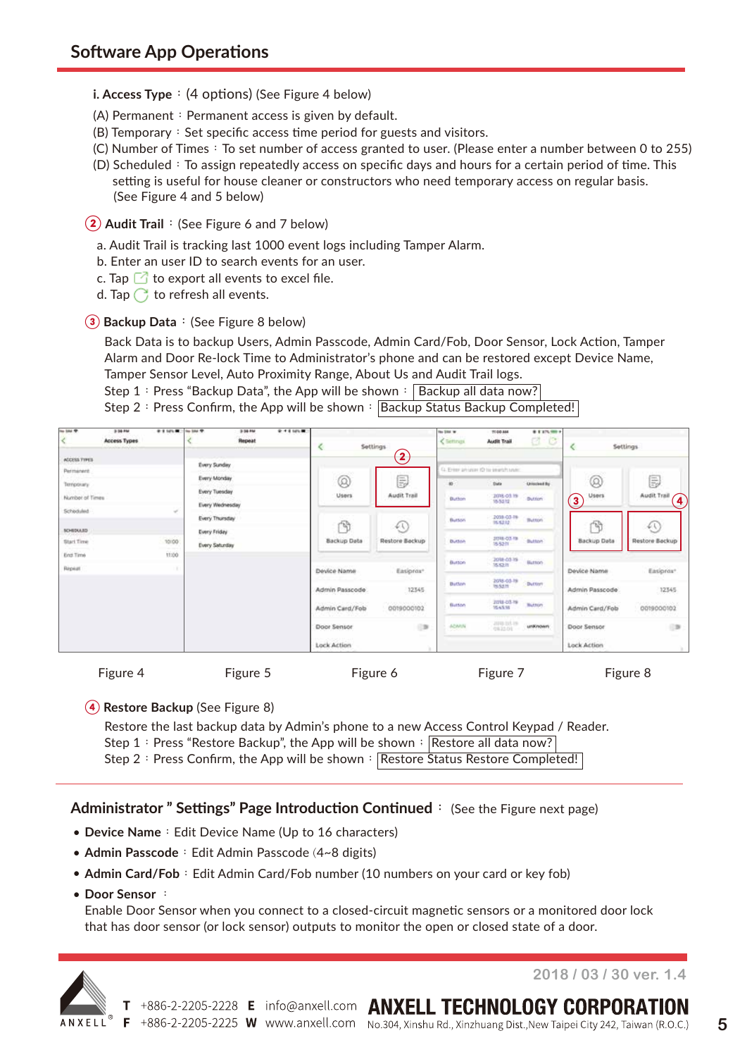## Software App Operations

**i. Access Type**：(4 options) (See Figure 4 below)

(A) Permanent：Permanent access is given by default.
(B) Temporary：Set specific access time period for guests and visitors.
(C) Number of Times：To set number of access granted to user. (Please enter a number between 0 to 255)
(D) Scheduled：To assign repeatedly access on specific days and hours for a certain period of time. This setting is useful for house cleaner or constructors who need temporary access on regular basis. (See Figure 4 and 5 below)

② **Audit Trail**：(See Figure 6 and 7 below)

a. Audit Trail is tracking last 1000 event logs including Tamper Alarm.
b. Enter an user ID to search events for an user.
c. Tap to export all events to excel file.
d. Tap to refresh all events.

③ **Backup Data**：(See Figure 8 below)

Back Data is to backup Users, Admin Passcode, Admin Card/Fob, Door Sensor, Lock Action, Tamper Alarm and Door Re-lock Time to Administrator's phone and can be restored except Device Name, Tamper Sensor Level, Auto Proximity Range, About Us and Audit Trail logs.
Step 1：Press "Backup Data", the App will be shown：Backup all data now?
Step 2：Press Confirm, the App will be shown：Backup Status Backup Completed!

Figure 4 Figure 5 Figure 6 Figure 7 Figure 8

④ **Restore Backup** (See Figure 8)

Restore the last backup data by Admin's phone to a new Access Control Keypad / Reader.
Step 1：Press "Restore Backup", the App will be shown：Restore all data now?
Step 2：Press Confirm, the App will be shown：Restore Status Restore Completed!

### Administrator " Settings" Page Introduction Continued：(See the Figure next page)

- **Device Name**：Edit Device Name (Up to 16 characters)
- **Admin Passcode**：Edit Admin Passcode (4~8 digits)
- **Admin Card/Fob**：Edit Admin Card/Fob number (10 numbers on your card or key fob)
- **Door Sensor**：
  Enable Door Sensor when you connect to a closed-circuit magnetic sensors or a monitored door lock that has door sensor (or lock sensor) outputs to monitor the open or closed state of a door.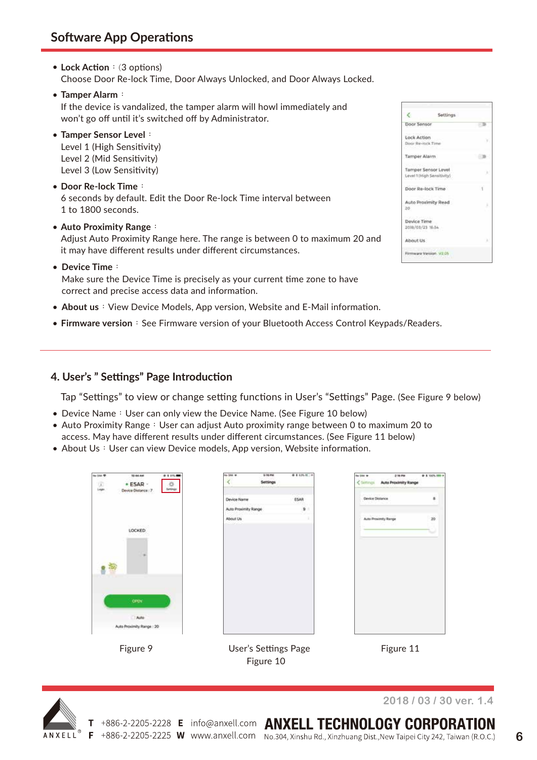## Software App Operations

- **Lock Action**：(3 options)
  Choose Door Re-lock Time, Door Always Unlocked, and Door Always Locked.
- **Tamper Alarm**：
  If the device is vandalized, the tamper alarm will howl immediately and won't go off until it's switched off by Administrator.
- **Tamper Sensor Level**：
  Level 1 (High Sensitivity)
  Level 2 (Mid Sensitivity)
  Level 3 (Low Sensitivity)
- **Door Re-lock Time**：
  6 seconds by default. Edit the Door Re-lock Time interval between 1 to 1800 seconds.
- **Auto Proximity Range**：
  Adjust Auto Proximity Range here. The range is between 0 to maximum 20 and it may have different results under different circumstances.
- **Device Time**：
  Make sure the Device Time is precisely as your current time zone to have correct and precise access data and information.
- **About us**：View Device Models, App version, Website and E-Mail information.
- **Firmware version**：See Firmware version of your Bluetooth Access Control Keypads/Readers.

## 4. User's " Settings" Page Introduction

Tap "Settings" to view or change setting functions in User's "Settings" Page. (See Figure 9 below)

- Device Name：User can only view the Device Name. (See Figure 10 below)
- Auto Proximity Range：User can adjust Auto proximity range between 0 to maximum 20 to access. May have different results under different circumstances. (See Figure 11 below)
- About Us：User can view Device models, App version, Website information.

Figure 9

User's Settings Page
Figure 10

Figure 11

2018 / 03 / 30 ver. 1.4

ANXELL TECHNOLOGY CORPORATION
T +886-2-2205-2228 E info@anxell.com
F +886-2-2205-2225 W www.anxell.com
No.304, Xinshu Rd., Xinzhuang Dist.,New Taipei City 242, Taiwan (R.O.C.)